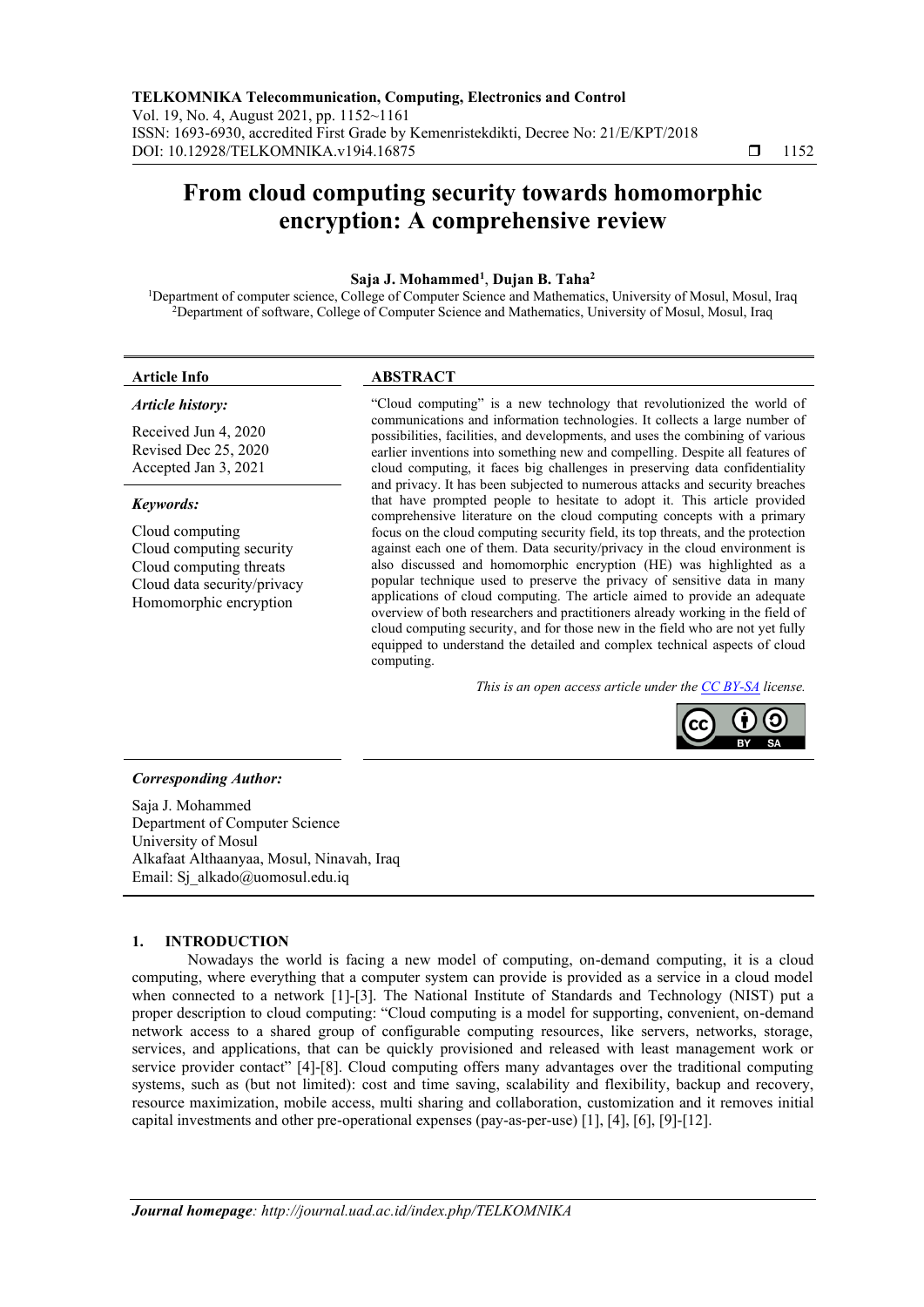# From cloud computing security towards homomorphic encryption: A comprehensive review

**Saja J. Mohammed[1], Dujan B. Taha[2]**

[1]Department of computer science, College of Computer Science and Mathematics, University of Mosul, Mosul, Iraq
[2]Department of software, College of Computer Science and Mathematics, University of Mosul, Mosul, Iraq

**Article Info**

***Article history:***

Received Jun 4, 2020
Revised Dec 25, 2020
Accepted Jan 3, 2021

***Keywords:***

Cloud computing
Cloud computing security
Cloud computing threats
Cloud data security/privacy
Homomorphic encryption

**ABSTRACT**

"Cloud computing" is a new technology that revolutionized the world of communications and information technologies. It collects a large number of possibilities, facilities, and developments, and uses the combining of various earlier inventions into something new and compelling. Despite all features of cloud computing, it faces big challenges in preserving data confidentiality and privacy. It has been subjected to numerous attacks and security breaches that have prompted people to hesitate to adopt it. This article provided comprehensive literature on the cloud computing concepts with a primary focus on the cloud computing security field, its top threats, and the protection against each one of them. Data security/privacy in the cloud environment is also discussed and homomorphic encryption (HE) was highlighted as a popular technique used to preserve the privacy of sensitive data in many applications of cloud computing. The article aimed to provide an adequate overview of both researchers and practitioners already working in the field of cloud computing security, and for those new in the field who are not yet fully equipped to understand the detailed and complex technical aspects of cloud computing.

*This is an open access article under the CC BY-SA license.*

***Corresponding Author:***

Saja J. Mohammed
Department of Computer Science
University of Mosul
Alkafaat Althaanyaa, Mosul, Ninavah, Iraq
Email: Sj_alkado@uomosul.edu.iq

## 1. INTRODUCTION

Nowadays the world is facing a new model of computing, on-demand computing, it is a cloud computing, where everything that a computer system can provide is provided as a service in a cloud model when connected to a network [1]-[3]. The National Institute of Standards and Technology (NIST) put a proper description to cloud computing: "Cloud computing is a model for supporting, convenient, on-demand network access to a shared group of configurable computing resources, like servers, networks, storage, services, and applications, that can be quickly provisioned and released with least management work or service provider contact" [4]-[8]. Cloud computing offers many advantages over the traditional computing systems, such as (but not limited): cost and time saving, scalability and flexibility, backup and recovery, resource maximization, mobile access, multi sharing and collaboration, customization and it removes initial capital investments and other pre-operational expenses (pay-as-per-use) [1], [4], [6], [9]-[12].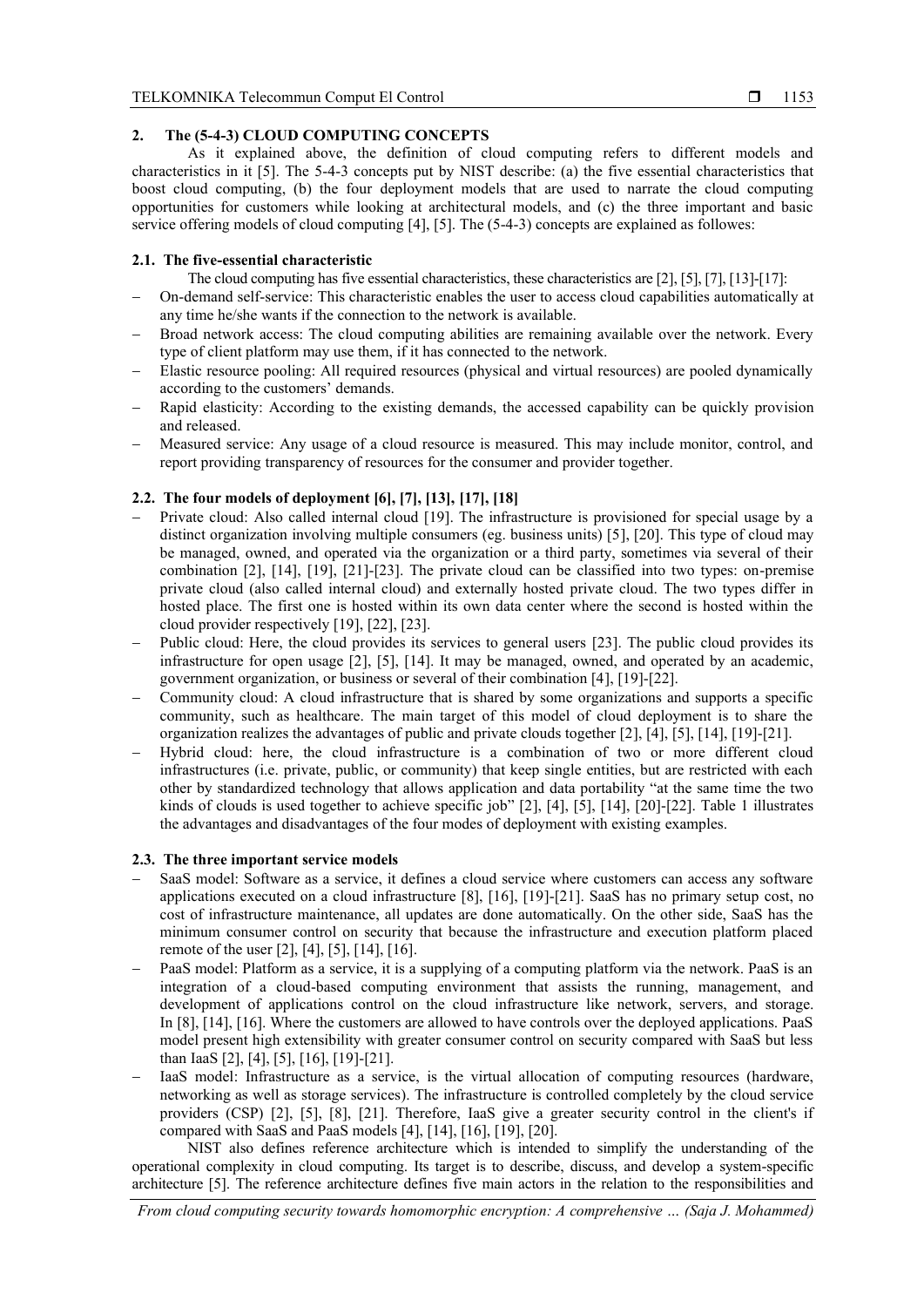## 2. The (5-4-3) CLOUD COMPUTING CONCEPTS

As it explained above, the definition of cloud computing refers to different models and characteristics in it [5]. The 5-4-3 concepts put by NIST describe: (a) the five essential characteristics that boost cloud computing, (b) the four deployment models that are used to narrate the cloud computing opportunities for customers while looking at architectural models, and (c) the three important and basic service offering models of cloud computing [4], [5]. The (5-4-3) concepts are explained as followes:

### 2.1. The five-essential characteristic

The cloud computing has five essential characteristics, these characteristics are [2], [5], [7], [13]-[17]:

- On-demand self-service: This characteristic enables the user to access cloud capabilities automatically at any time he/she wants if the connection to the network is available.
- Broad network access: The cloud computing abilities are remaining available over the network. Every type of client platform may use them, if it has connected to the network.
- Elastic resource pooling: All required resources (physical and virtual resources) are pooled dynamically according to the customers' demands.
- Rapid elasticity: According to the existing demands, the accessed capability can be quickly provision and released.
- Measured service: Any usage of a cloud resource is measured. This may include monitor, control, and report providing transparency of resources for the consumer and provider together.

### 2.2. The four models of deployment [6], [7], [13], [17], [18]

- Private cloud: Also called internal cloud [19]. The infrastructure is provisioned for special usage by a distinct organization involving multiple consumers (eg. business units) [5], [20]. This type of cloud may be managed, owned, and operated via the organization or a third party, sometimes via several of their combination [2], [14], [19], [21]-[23]. The private cloud can be classified into two types: on-premise private cloud (also called internal cloud) and externally hosted private cloud. The two types differ in hosted place. The first one is hosted within its own data center where the second is hosted within the cloud provider respectively [19], [22], [23].
- Public cloud: Here, the cloud provides its services to general users [23]. The public cloud provides its infrastructure for open usage [2], [5], [14]. It may be managed, owned, and operated by an academic, government organization, or business or several of their combination [4], [19]-[22].
- Community cloud: A cloud infrastructure that is shared by some organizations and supports a specific community, such as healthcare. The main target of this model of cloud deployment is to share the organization realizes the advantages of public and private clouds together [2], [4], [5], [14], [19]-[21].
- Hybrid cloud: here, the cloud infrastructure is a combination of two or more different cloud infrastructures (i.e. private, public, or community) that keep single entities, but are restricted with each other by standardized technology that allows application and data portability "at the same time the two kinds of clouds is used together to achieve specific job" [2], [4], [5], [14], [20]-[22]. Table 1 illustrates the advantages and disadvantages of the four modes of deployment with existing examples.

### 2.3. The three important service models

- SaaS model: Software as a service, it defines a cloud service where customers can access any software applications executed on a cloud infrastructure [8], [16], [19]-[21]. SaaS has no primary setup cost, no cost of infrastructure maintenance, all updates are done automatically. On the other side, SaaS has the minimum consumer control on security that because the infrastructure and execution platform placed remote of the user [2], [4], [5], [14], [16].
- PaaS model: Platform as a service, it is a supplying of a computing platform via the network. PaaS is an integration of a cloud-based computing environment that assists the running, management, and development of applications control on the cloud infrastructure like network, servers, and storage. In [8], [14], [16]. Where the customers are allowed to have controls over the deployed applications. PaaS model present high extensibility with greater consumer control on security compared with SaaS but less than IaaS [2], [4], [5], [16], [19]-[21].
- IaaS model: Infrastructure as a service, is the virtual allocation of computing resources (hardware, networking as well as storage services). The infrastructure is controlled completely by the cloud service providers (CSP) [2], [5], [8], [21]. Therefore, IaaS give a greater security control in the client's if compared with SaaS and PaaS models [4], [14], [16], [19], [20].

NIST also defines reference architecture which is intended to simplify the understanding of the operational complexity in cloud computing. Its target is to describe, discuss, and develop a system-specific architecture [5]. The reference architecture defines five main actors in the relation to the responsibilities and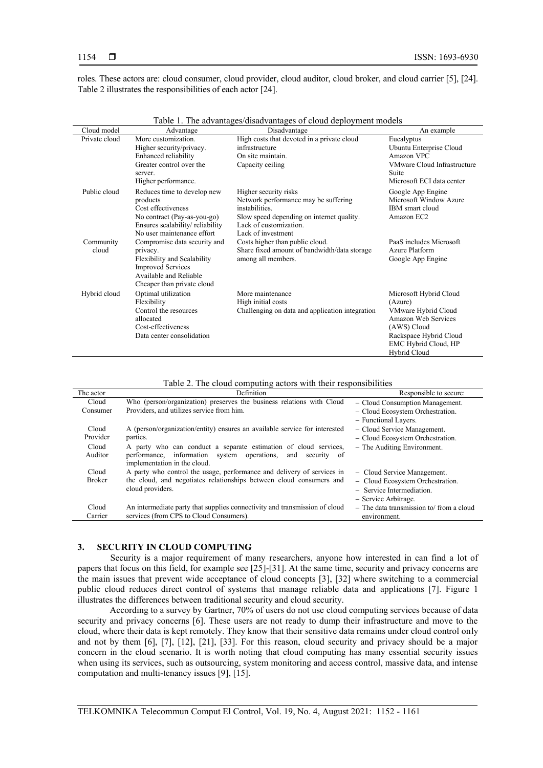roles. These actors are: cloud consumer, cloud provider, cloud auditor, cloud broker, and cloud carrier [5], [24]. Table 2 illustrates the responsibilities of each actor [24].

Table 1. The advantages/disadvantages of cloud deployment models

| Cloud model | Advantage | Disadvantage | An example |
|---|---|---|---|
| Private cloud | More customization.<br>Higher security/privacy.<br>Enhanced reliability<br>Greater control over the server.<br>Higher performance. | High costs that devoted in a private cloud infrastructure<br>On site maintain.<br>Capacity ceiling | Eucalyptus<br>Ubuntu Enterprise Cloud<br>Amazon VPC<br>VMware Cloud Infrastructure Suite<br>Microsoft ECI data center |
| Public cloud | Reduces time to develop new products<br>Cost effectiveness<br>No contract (Pay-as-you-go)<br>Ensures scalability/ reliability<br>No user maintenance effort | Higher security risks<br>Network performance may be suffering instabilities.<br>Slow speed depending on internet quality.<br>Lack of customization.<br>Lack of investment | Google App Engine<br>Microsoft Window Azure<br>IBM smart cloud<br>Amazon EC2 |
| Community cloud | Compromise data security and privacy.<br>Flexibility and Scalability<br>Improved Services<br>Available and Reliable<br>Cheaper than private cloud | Costs higher than public cloud.<br>Share fixed amount of bandwidth/data storage among all members. | PaaS includes Microsoft Azure Platform<br>Google App Engine |
| Hybrid cloud | Optimal utilization<br>Flexibility<br>Control the resources allocated<br>Cost-effectiveness<br>Data center consolidation | More maintenance<br>High initial costs<br>Challenging on data and application integration | Microsoft Hybrid Cloud (Azure)<br>VMware Hybrid Cloud<br>Amazon Web Services (AWS) Cloud<br>Rackspace Hybrid Cloud<br>EMC Hybrid Cloud, HP Hybrid Cloud |

Table 2. The cloud computing actors with their responsibilities

| The actor | Definition | Responsible to secure: |
|---|---|---|
| Cloud Consumer | Who (person/organization) preserves the business relations with Cloud Providers, and utilizes service from him. | – Cloud Consumption Management.<br>– Cloud Ecosystem Orchestration.<br>– Functional Layers. |
| Cloud Provider | A (person/organization/entity) ensures an available service for interested parties. | – Cloud Service Management.<br>– Cloud Ecosystem Orchestration. |
| Cloud Auditor | A party who can conduct a separate estimation of cloud services, performance, information system operations, and security of implementation in the cloud. | – The Auditing Environment. |
| Cloud Broker | A party who control the usage, performance and delivery of services in the cloud, and negotiates relationships between cloud consumers and cloud providers. | – Cloud Service Management.<br>– Cloud Ecosystem Orchestration.<br>– Service Intermediation.<br>– Service Arbitrage. |
| Cloud Carrier | An intermediate party that supplies connectivity and transmission of cloud services (from CPS to Cloud Consumers). | – The data transmission to/ from a cloud environment. |

## 3. SECURITY IN CLOUD COMPUTING

Security is a major requirement of many researchers, anyone how interested in can find a lot of papers that focus on this field, for example see [25]-[31]. At the same time, security and privacy concerns are the main issues that prevent wide acceptance of cloud concepts [3], [32] where switching to a commercial public cloud reduces direct control of systems that manage reliable data and applications [7]. Figure 1 illustrates the differences between traditional security and cloud security.

According to a survey by Gartner, 70% of users do not use cloud computing services because of data security and privacy concerns [6]. These users are not ready to dump their infrastructure and move to the cloud, where their data is kept remotely. They know that their sensitive data remains under cloud control only and not by them [6], [7], [12], [21], [33]. For this reason, cloud security and privacy should be a major concern in the cloud scenario. It is worth noting that cloud computing has many essential security issues when using its services, such as outsourcing, system monitoring and access control, massive data, and intense computation and multi-tenancy issues [9], [15].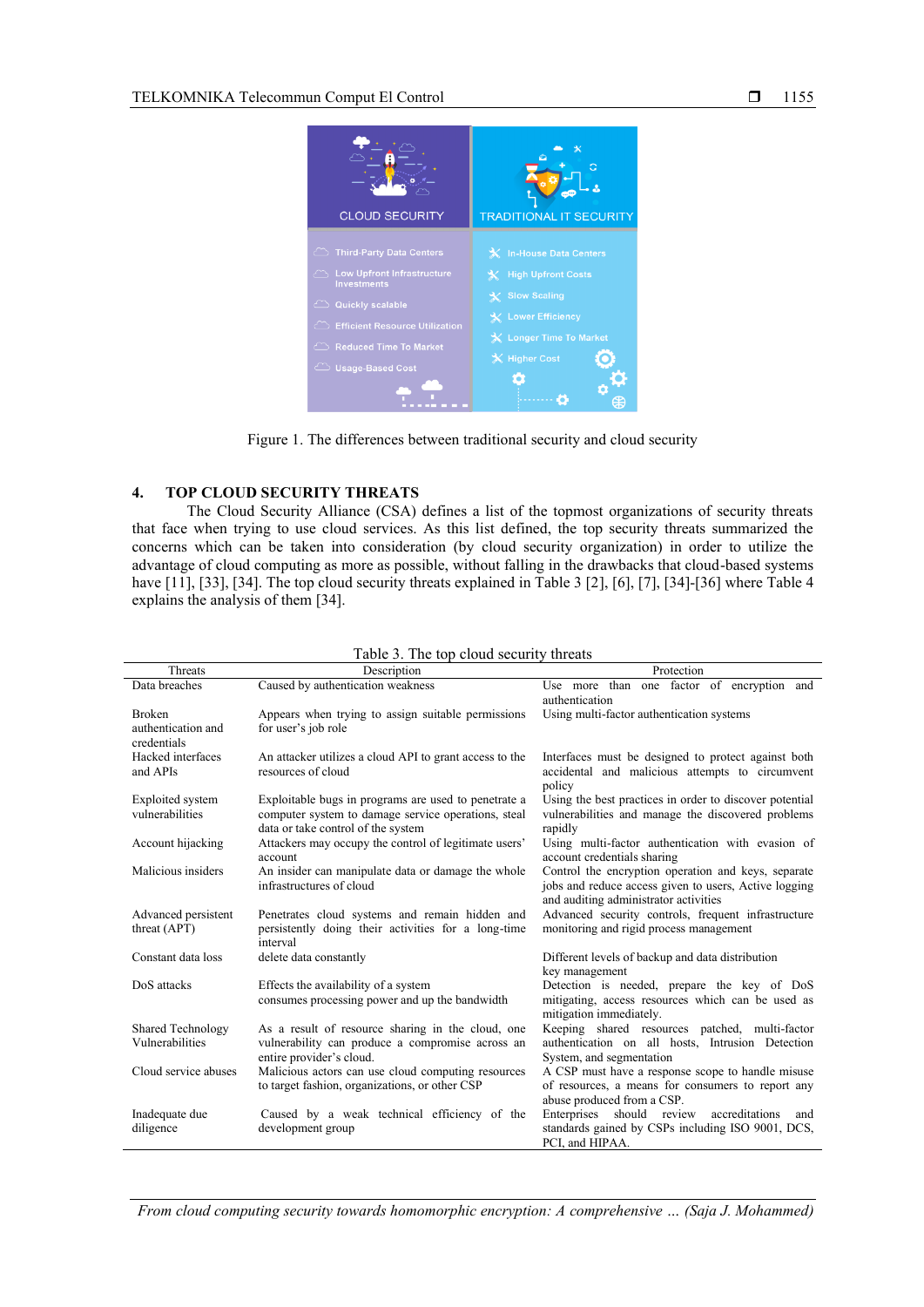Figure 1. The differences between traditional security and cloud security

## 4. TOP CLOUD SECURITY THREATS

The Cloud Security Alliance (CSA) defines a list of the topmost organizations of security threats that face when trying to use cloud services. As this list defined, the top security threats summarized the concerns which can be taken into consideration (by cloud security organization) in order to utilize the advantage of cloud computing as more as possible, without falling in the drawbacks that cloud-based systems have [11], [33], [34]. The top cloud security threats explained in Table 3 [2], [6], [7], [34]-[36] where Table 4 explains the analysis of them [34].

Table 3. The top cloud security threats

| Threats | Description | Protection |
|---|---|---|
| Data breaches | Caused by authentication weakness | Use more than one factor of encryption and authentication |
| Broken authentication and credentials | Appears when trying to assign suitable permissions for user's job role | Using multi-factor authentication systems |
| Hacked interfaces and APIs | An attacker utilizes a cloud API to grant access to the resources of cloud | Interfaces must be designed to protect against both accidental and malicious attempts to circumvent policy |
| Exploited system vulnerabilities | Exploitable bugs in programs are used to penetrate a computer system to damage service operations, steal data or take control of the system | Using the best practices in order to discover potential vulnerabilities and manage the discovered problems rapidly |
| Account hijacking | Attackers may occupy the control of legitimate users' account | Using multi-factor authentication with evasion of account credentials sharing |
| Malicious insiders | An insider can manipulate data or damage the whole infrastructures of cloud | Control the encryption operation and keys, separate jobs and reduce access given to users, Active logging and auditing administrator activities |
| Advanced persistent threat (APT) | Penetrates cloud systems and remain hidden and persistently doing their activities for a long-time interval | Advanced security controls, frequent infrastructure monitoring and rigid process management |
| Constant data loss | delete data constantly | Different levels of backup and data distribution key management |
| DoS attacks | Effects the availability of a system consumes processing power and up the bandwidth | Detection is needed, prepare the key of DoS mitigating, access resources which can be used as mitigation immediately. |
| Shared Technology Vulnerabilities | As a result of resource sharing in the cloud, one vulnerability can produce a compromise across an entire provider's cloud. | Keeping shared resources patched, multi-factor authentication on all hosts, Intrusion Detection System, and segmentation |
| Cloud service abuses | Malicious actors can use cloud computing resources to target fashion, organizations, or other CSP | A CSP must have a response scope to handle misuse of resources, a means for consumers to report any abuse produced from a CSP. |
| Inadequate due diligence | Caused by a weak technical efficiency of the development group | Enterprises should review accreditations and standards gained by CSPs including ISO 9001, DCS, PCI, and HIPAA. |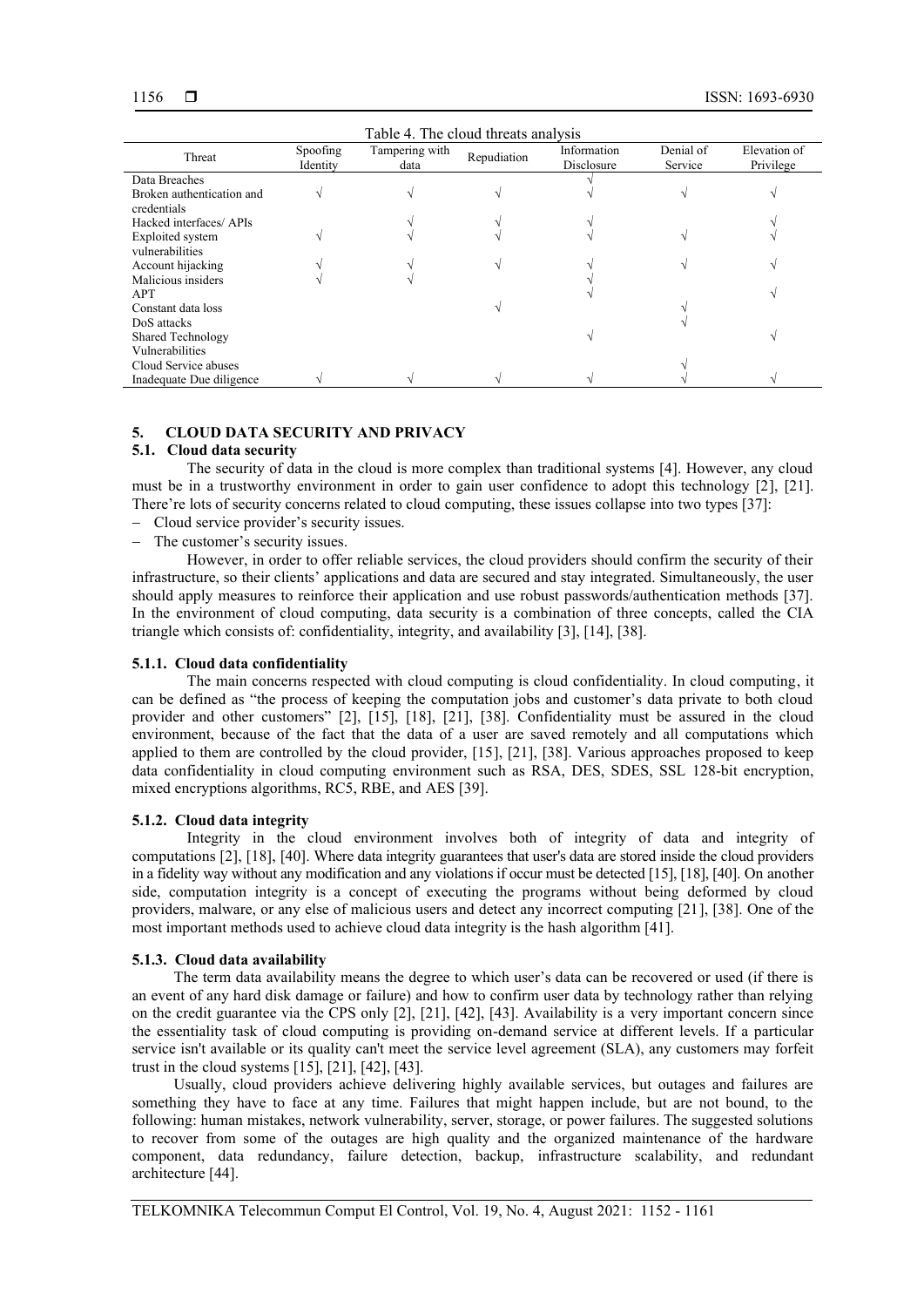Table 4. The cloud threats analysis

| Threat | Spoofing Identity | Tampering with data | Repudiation | Information Disclosure | Denial of Service | Elevation of Privilege |
|---|---|---|---|---|---|---|
| Data Breaches | | | | √ | | |
| Broken authentication and credentials | √ | √ | √ | √ | √ | √ |
| Hacked interfaces/ APIs | | √ | √ | √ | | √ |
| Exploited system vulnerabilities | √ | √ | √ | √ | √ | √ |
| Account hijacking | √ | √ | √ | √ | √ | √ |
| Malicious insiders | √ | √ | | √ | | |
| APT | | | | √ | | √ |
| Constant data loss | | | √ | | √ | |
| DoS attacks | | | | | √ | |
| Shared Technology Vulnerabilities | | | | √ | | √ |
| Cloud Service abuses | | | | | √ | |
| Inadequate Due diligence | √ | √ | √ | √ | √ | √ |

## 5. CLOUD DATA SECURITY AND PRIVACY

### 5.1. Cloud data security

The security of data in the cloud is more complex than traditional systems [4]. However, any cloud must be in a trustworthy environment in order to gain user confidence to adopt this technology [2], [21]. There're lots of security concerns related to cloud computing, these issues collapse into two types [37]:

- Cloud service provider's security issues.
- The customer's security issues.

However, in order to offer reliable services, the cloud providers should confirm the security of their infrastructure, so their clients' applications and data are secured and stay integrated. Simultaneously, the user should apply measures to reinforce their application and use robust passwords/authentication methods [37]. In the environment of cloud computing, data security is a combination of three concepts, called the CIA triangle which consists of: confidentiality, integrity, and availability [3], [14], [38].

#### 5.1.1. Cloud data confidentiality

The main concerns respected with cloud computing is cloud confidentiality. In cloud computing, it can be defined as "the process of keeping the computation jobs and customer's data private to both cloud provider and other customers" [2], [15], [18], [21], [38]. Confidentiality must be assured in the cloud environment, because of the fact that the data of a user are saved remotely and all computations which applied to them are controlled by the cloud provider, [15], [21], [38]. Various approaches proposed to keep data confidentiality in cloud computing environment such as RSA, DES, SDES, SSL 128-bit encryption, mixed encryptions algorithms, RC5, RBE, and AES [39].

#### 5.1.2. Cloud data integrity

Integrity in the cloud environment involves both of integrity of data and integrity of computations [2], [18], [40]. Where data integrity guarantees that user's data are stored inside the cloud providers in a fidelity way without any modification and any violations if occur must be detected [15], [18], [40]. On another side, computation integrity is a concept of executing the programs without being deformed by cloud providers, malware, or any else of malicious users and detect any incorrect computing [21], [38]. One of the most important methods used to achieve cloud data integrity is the hash algorithm [41].

#### 5.1.3. Cloud data availability

The term data availability means the degree to which user's data can be recovered or used (if there is an event of any hard disk damage or failure) and how to confirm user data by technology rather than relying on the credit guarantee via the CPS only [2], [21], [42], [43]. Availability is a very important concern since the essentiality task of cloud computing is providing on-demand service at different levels. If a particular service isn't available or its quality can't meet the service level agreement (SLA), any customers may forfeit trust in the cloud systems [15], [21], [42], [43].

Usually, cloud providers achieve delivering highly available services, but outages and failures are something they have to face at any time. Failures that might happen include, but are not bound, to the following: human mistakes, network vulnerability, server, storage, or power failures. The suggested solutions to recover from some of the outages are high quality and the organized maintenance of the hardware component, data redundancy, failure detection, backup, infrastructure scalability, and redundant architecture [44].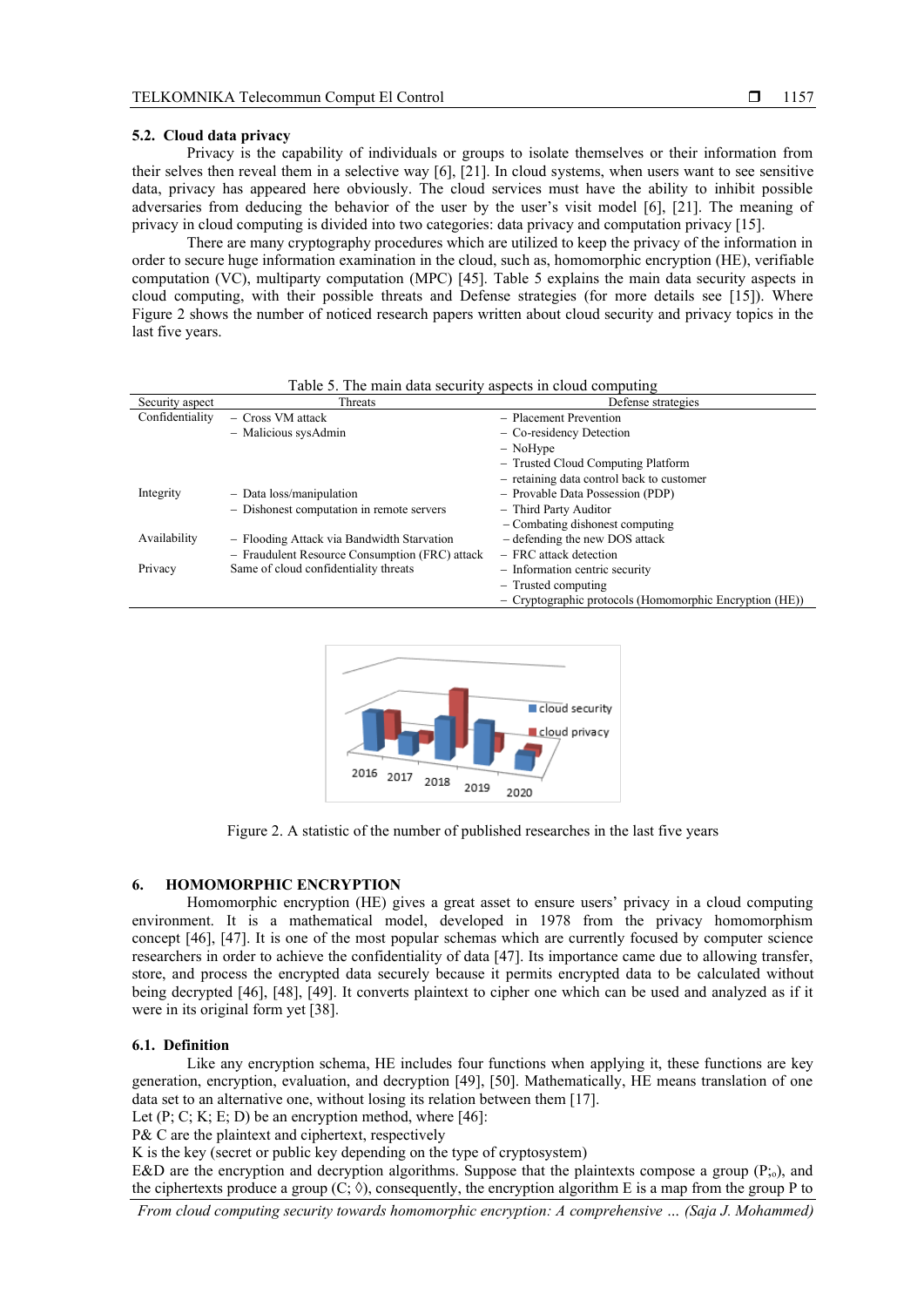## 5.2. Cloud data privacy

Privacy is the capability of individuals or groups to isolate themselves or their information from their selves then reveal them in a selective way [6], [21]. In cloud systems, when users want to see sensitive data, privacy has appeared here obviously. The cloud services must have the ability to inhibit possible adversaries from deducing the behavior of the user by the user's visit model [6], [21]. The meaning of privacy in cloud computing is divided into two categories: data privacy and computation privacy [15].

There are many cryptography procedures which are utilized to keep the privacy of the information in order to secure huge information examination in the cloud, such as, homomorphic encryption (HE), verifiable computation (VC), multiparty computation (MPC) [45]. Table 5 explains the main data security aspects in cloud computing, with their possible threats and Defense strategies (for more details see [15]). Where Figure 2 shows the number of noticed research papers written about cloud security and privacy topics in the last five years.

Table 5. The main data security aspects in cloud computing

| Security aspect | Threats | Defense strategies |
|---|---|---|
| Confidentiality | – Cross VM attack<br>– Malicious sysAdmin | – Placement Prevention<br>– Co-residency Detection<br>– NoHype<br>– Trusted Cloud Computing Platform<br>– retaining data control back to customer |
| Integrity | – Data loss/manipulation<br>– Dishonest computation in remote servers | – Provable Data Possession (PDP)<br>– Third Party Auditor<br>– Combating dishonest computing |
| Availability | – Flooding Attack via Bandwidth Starvation<br>– Fraudulent Resource Consumption (FRC) attack | – defending the new DOS attack<br>– FRC attack detection |
| Privacy | Same of cloud confidentiality threats | – Information centric security<br>– Trusted computing<br>– Cryptographic protocols (Homomorphic Encryption (HE)) |

Figure 2. A statistic of the number of published researches in the last five years

# 6. HOMOMORPHIC ENCRYPTION

Homomorphic encryption (HE) gives a great asset to ensure users' privacy in a cloud computing environment. It is a mathematical model, developed in 1978 from the privacy homomorphism concept [46], [47]. It is one of the most popular schemas which are currently focused by computer science researchers in order to achieve the confidentiality of data [47]. Its importance came due to allowing transfer, store, and process the encrypted data securely because it permits encrypted data to be calculated without being decrypted [46], [48], [49]. It converts plaintext to cipher one which can be used and analyzed as if it were in its original form yet [38].

## 6.1. Definition

Like any encryption schema, HE includes four functions when applying it, these functions are key generation, encryption, evaluation, and decryption [49], [50]. Mathematically, HE means translation of one data set to an alternative one, without losing its relation between them [17].

Let (P; C; K; E; D) be an encryption method, where [46]:

P& C are the plaintext and ciphertext, respectively

K is the key (secret or public key depending on the type of cryptosystem)

E&D are the encryption and decryption algorithms. Suppose that the plaintexts compose a group $(P; \circ)$, and the ciphertexts produce a group $(C; \lozenge)$, consequently, the encryption algorithm E is a map from the group P to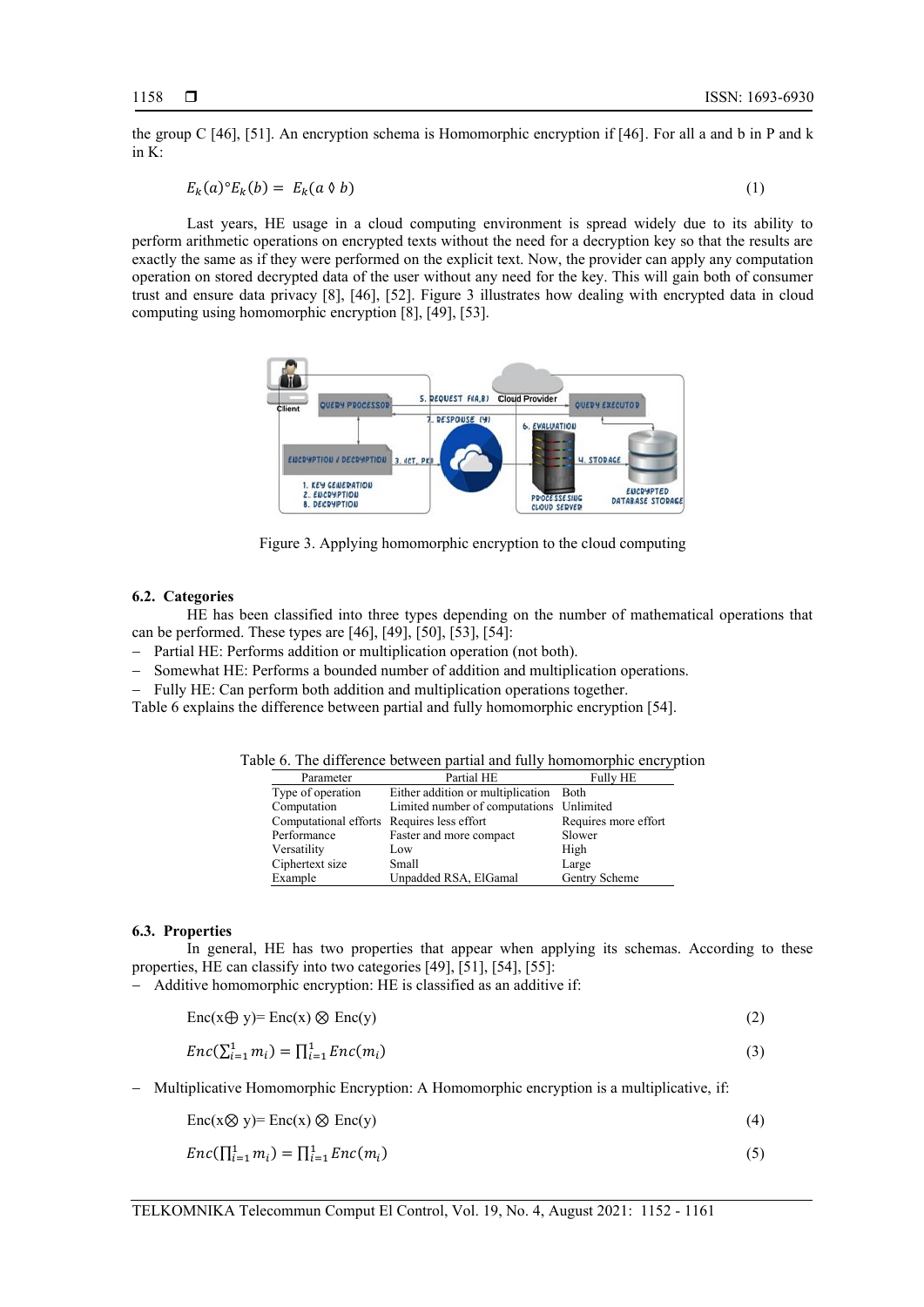the group C [46], [51]. An encryption schema is Homomorphic encryption if [46]. For all a and b in P and k in K:

$$E_k(a)^{\circ}E_k(b) = E_k(a \lozenge b) \tag{1}$$

Last years, HE usage in a cloud computing environment is spread widely due to its ability to perform arithmetic operations on encrypted texts without the need for a decryption key so that the results are exactly the same as if they were performed on the explicit text. Now, the provider can apply any computation operation on stored decrypted data of the user without any need for the key. This will gain both of consumer trust and ensure data privacy [8], [46], [52]. Figure 3 illustrates how dealing with encrypted data in cloud computing using homomorphic encryption [8], [49], [53].

Figure 3. Applying homomorphic encryption to the cloud computing

### 6.2. Categories

HE has been classified into three types depending on the number of mathematical operations that can be performed. These types are [46], [49], [50], [53], [54]:

- Partial HE: Performs addition or multiplication operation (not both).
- Somewhat HE: Performs a bounded number of addition and multiplication operations.
- Fully HE: Can perform both addition and multiplication operations together.

Table 6 explains the difference between partial and fully homomorphic encryption [54].

Table 6. The difference between partial and fully homomorphic encryption

| Parameter | Partial HE | Fully HE |
|---|---|---|
| Type of operation | Either addition or multiplication | Both |
| Computation | Limited number of computations | Unlimited |
| Computational efforts | Requires less effort | Requires more effort |
| Performance | Faster and more compact | Slower |
| Versatility | Low | High |
| Ciphertext size | Small | Large |
| Example | Unpadded RSA, ElGamal | Gentry Scheme |

### 6.3. Properties

In general, HE has two properties that appear when applying its schemas. According to these properties, HE can classify into two categories [49], [51], [54], [55]:

- Additive homomorphic encryption: HE is classified as an additive if:

$$\text{Enc}(x \oplus y) = \text{Enc}(x) \otimes \text{Enc}(y) \tag{2}$$

$$Enc(\textstyle\sum_{i=1}^{1} m_i) = \prod_{i=1}^{1} Enc(m_i) \tag{3}$$

- Multiplicative Homomorphic Encryption: A Homomorphic encryption is a multiplicative, if:

$$\text{Enc}(x \otimes y) = \text{Enc}(x) \otimes \text{Enc}(y) \tag{4}$$

$$Enc(\textstyle\prod_{i=1}^{1} m_i) = \prod_{i=1}^{1} Enc(m_i) \tag{5}$$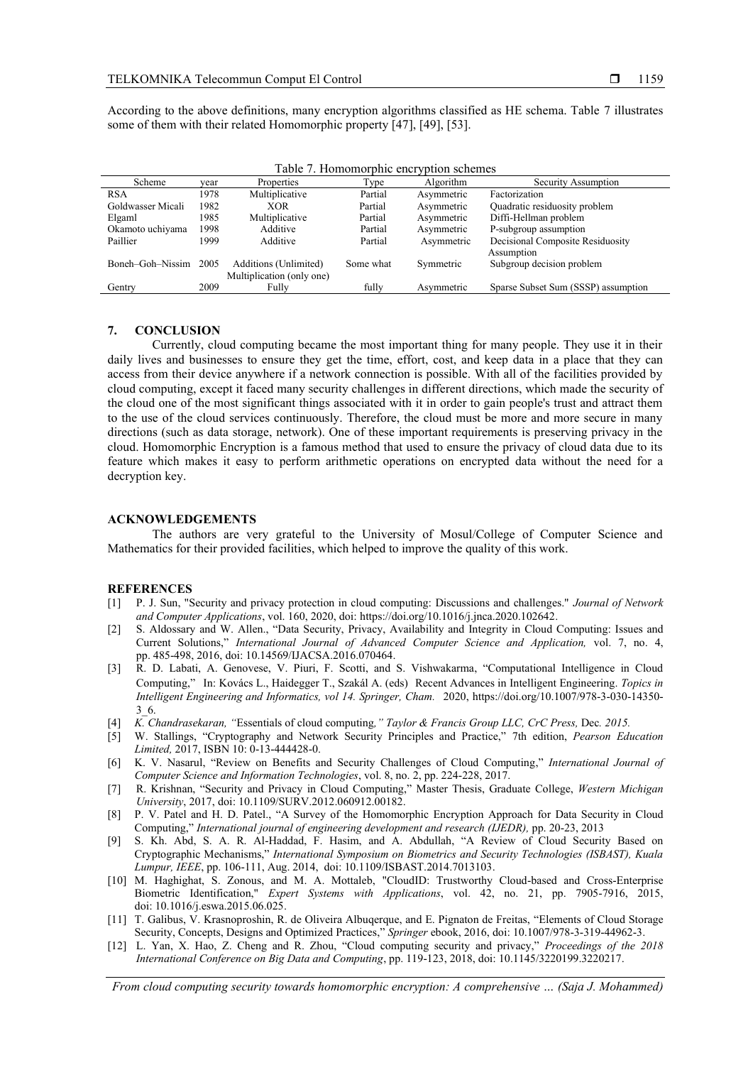According to the above definitions, many encryption algorithms classified as HE schema. Table 7 illustrates some of them with their related Homomorphic property [47], [49], [53].

Table 7. Homomorphic encryption schemes

| Scheme | year | Properties | Type | Algorithm | Security Assumption |
|---|---|---|---|---|---|
| RSA | 1978 | Multiplicative | Partial | Asymmetric | Factorization |
| Goldwasser Micali | 1982 | XOR | Partial | Asymmetric | Quadratic residuosity problem |
| Elgaml | 1985 | Multiplicative | Partial | Asymmetric | Diffi-Hellman problem |
| Okamoto uchiyama | 1998 | Additive | Partial | Asymmetric | P-subgroup assumption |
| Paillier | 1999 | Additive | Partial | Asymmetric | Decisional Composite Residuosity Assumption |
| Boneh–Goh–Nissim | 2005 | Additions (Unlimited) Multiplication (only one) | Some what | Symmetric | Subgroup decision problem |
| Gentry | 2009 | Fully | fully | Asymmetric | Sparse Subset Sum (SSSP) assumption |

## 7. CONCLUSION

Currently, cloud computing became the most important thing for many people. They use it in their daily lives and businesses to ensure they get the time, effort, cost, and keep data in a place that they can access from their device anywhere if a network connection is possible. With all of the facilities provided by cloud computing, except it faced many security challenges in different directions, which made the security of the cloud one of the most significant things associated with it in order to gain people's trust and attract them to the use of the cloud services continuously. Therefore, the cloud must be more and more secure in many directions (such as data storage, network). One of these important requirements is preserving privacy in the cloud. Homomorphic Encryption is a famous method that used to ensure the privacy of cloud data due to its feature which makes it easy to perform arithmetic operations on encrypted data without the need for a decryption key.

## ACKNOWLEDGEMENTS

The authors are very grateful to the University of Mosul/College of Computer Science and Mathematics for their provided facilities, which helped to improve the quality of this work.

## REFERENCES

[1] P. J. Sun, "Security and privacy protection in cloud computing: Discussions and challenges." *Journal of Network and Computer Applications*, vol. 160, 2020, doi: https://doi.org/10.1016/j.jnca.2020.102642.

[2] S. Aldossary and W. Allen., "Data Security, Privacy, Availability and Integrity in Cloud Computing: Issues and Current Solutions," *International Journal of Advanced Computer Science and Application,* vol. 7, no. 4, pp. 485-498, 2016, doi: 10.14569/IJACSA.2016.070464.

[3] R. D. Labati, A. Genovese, V. Piuri, F. Scotti, and S. Vishwakarma, "Computational Intelligence in Cloud Computing," In: Kovács L., Haidegger T., Szakál A. (eds) Recent Advances in Intelligent Engineering. *Topics in Intelligent Engineering and Informatics, vol 14. Springer, Cham.* 2020, https://doi.org/10.1007/978-3-030-14350-3_6.

[4] *K. Chandrasekaran, "*Essentials of cloud computing*," Taylor & Francis Group LLC, CrC Press,* Dec*. 2015.*

[5] W. Stallings, "Cryptography and Network Security Principles and Practice," 7th edition, *Pearson Education Limited,* 2017, ISBN 10: 0-13-444428-0.

[6] K. V. Nasarul, "Review on Benefits and Security Challenges of Cloud Computing," *International Journal of Computer Science and Information Technologies*, vol. 8, no. 2, pp. 224-228, 2017.

[7] R. Krishnan, "Security and Privacy in Cloud Computing," Master Thesis, Graduate College, *Western Michigan University*, 2017, doi: 10.1109/SURV.2012.060912.00182.

[8] P. V. Patel and H. D. Patel., "A Survey of the Homomorphic Encryption Approach for Data Security in Cloud Computing," *International journal of engineering development and research (IJEDR),* pp. 20-23, 2013

[9] S. Kh. Abd, S. A. R. Al-Haddad, F. Hasim, and A. Abdullah, "A Review of Cloud Security Based on Cryptographic Mechanisms," *International Symposium on Biometrics and Security Technologies (ISBAST), Kuala Lumpur, IEEE*, pp. 106-111, Aug. 2014, doi: 10.1109/ISBAST.2014.7013103.

[10] M. Haghighat, S. Zonous, and M. A. Mottaleb, "CloudID: Trustworthy Cloud-based and Cross-Enterprise Biometric Identification," *Expert Systems with Applications*, vol. 42, no. 21, pp. 7905-7916, 2015, doi: 10.1016/j.eswa.2015.06.025.

[11] T. Galibus, V. Krasnoproshin, R. de Oliveira Albuqerque, and E. Pignaton de Freitas, "Elements of Cloud Storage Security, Concepts, Designs and Optimized Practices," *Springer* ebook, 2016, doi: 10.1007/978-3-319-44962-3.

[12] L. Yan, X. Hao, Z. Cheng and R. Zhou, "Cloud computing security and privacy," *Proceedings of the 2018 International Conference on Big Data and Computing*, pp. 119-123, 2018, doi: 10.1145/3220199.3220217.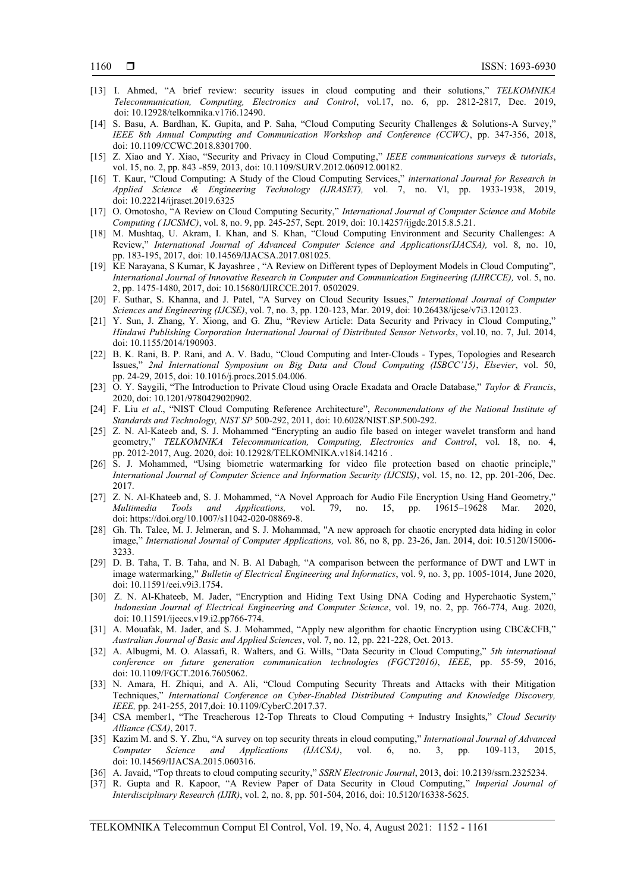[13] I. Ahmed, "A brief review: security issues in cloud computing and their solutions," *TELKOMNIKA Telecommunication, Computing, Electronics and Control*, vol.17, no. 6, pp. 2812-2817, Dec. 2019, doi: 10.12928/telkomnika.v17i6.12490.

[14] S. Basu, A. Bardhan, K. Gupita, and P. Saha, "Cloud Computing Security Challenges & Solutions-A Survey," *IEEE 8th Annual Computing and Communication Workshop and Conference (CCWC)*, pp. 347-356, 2018, doi: 10.1109/CCWC.2018.8301700.

[15] Z. Xiao and Y. Xiao, "Security and Privacy in Cloud Computing," *IEEE communications surveys & tutorials*, vol. 15, no. 2, pp. 843 -859, 2013, doi: 10.1109/SURV.2012.060912.00182.

[16] T. Kaur, "Cloud Computing: A Study of the Cloud Computing Services," *international Journal for Research in Applied Science & Engineering Technology (IJRASET),* vol. 7, no. VI, pp. 1933-1938, 2019, doi: 10.22214/ijraset.2019.6325

[17] O. Omotosho, "A Review on Cloud Computing Security," *International Journal of Computer Science and Mobile Computing ( IJCSMC)*, vol. 8, no. 9, pp. 245-257, Sept. 2019, doi: 10.14257/ijgdc.2015.8.5.21.

[18] M. Mushtaq, U. Akram, I. Khan, and S. Khan, "Cloud Computing Environment and Security Challenges: A Review," *International Journal of Advanced Computer Science and Applications(IJACSA),* vol. 8, no. 10, pp. 183-195, 2017, doi: 10.14569/IJACSA.2017.081025.

[19] KE Narayana, S Kumar, K Jayashree , "A Review on Different types of Deployment Models in Cloud Computing", *International Journal of Innovative Research in Computer and Communication Engineering (IJIRCCE),* vol. 5, no. 2, pp. 1475-1480, 2017, doi: 10.15680/IJIRCCE.2017. 0502029.

[20] F. Suthar, S. Khanna, and J. Patel, "A Survey on Cloud Security Issues," *International Journal of Computer Sciences and Engineering (IJCSE)*, vol. 7, no. 3, pp. 120-123, Mar. 2019, doi: 10.26438/ijcse/v7i3.120123.

[21] Y. Sun, J. Zhang, Y. Xiong, and G. Zhu, "Review Article: Data Security and Privacy in Cloud Computing," *Hindawi Publishing Corporation International Journal of Distributed Sensor Networks*, vol.10, no. 7, Jul. 2014, doi: 10.1155/2014/190903.

[22] B. K. Rani, B. P. Rani, and A. V. Badu, "Cloud Computing and Inter-Clouds - Types, Topologies and Research Issues," *2nd International Symposium on Big Data and Cloud Computing (ISBCC'15)*, *Elsevier*, vol. 50, pp. 24-29, 2015, doi: 10.1016/j.procs.2015.04.006.

[23] O. Y. Saygili, "The Introduction to Private Cloud using Oracle Exadata and Oracle Database," *Taylor & Francis*, 2020, doi: 10.1201/9780429020902.

[24] F. Liu *et al*., "NIST Cloud Computing Reference Architecture", *Recommendations of the National Institute of Standards and Technology, NIST SP* 500-292, 2011, doi: 10.6028/NIST.SP.500-292.

[25] Z. N. Al-Kateeb and, S. J. Mohammed "Encrypting an audio file based on integer wavelet transform and hand geometry," *TELKOMNIKA Telecommunication, Computing, Electronics and Control*, vol. 18, no. 4, pp. 2012-2017, Aug. 2020, doi: 10.12928/TELKOMNIKA.v18i4.14216 .

[26] S. J. Mohammed, "Using biometric watermarking for video file protection based on chaotic principle," *International Journal of Computer Science and Information Security (IJCSIS)*, vol. 15, no. 12, pp. 201-206, Dec. 2017.

[27] Z. N. Al-Khateeb and, S. J. Mohammed, "A Novel Approach for Audio File Encryption Using Hand Geometry," *Multimedia Tools and Applications,* vol. 79, no. 15, pp. 19615–19628 Mar. 2020, doi: https://doi.org/10.1007/s11042-020-08869-8.

[28] Gh. Th. Talee, M. J. Jelmeran, and S. J. Mohammad, "A new approach for chaotic encrypted data hiding in color image," *International Journal of Computer Applications,* vol. 86, no 8, pp. 23-26, Jan. 2014, doi: 10.5120/15006-3233.

[29] D. B. Taha, T. B. Taha, and N. B. Al Dabagh*,* "A comparison between the performance of DWT and LWT in image watermarking," *Bulletin of Electrical Engineering and Informatics*, vol. 9, no. 3, pp. 1005-1014, June 2020, doi: 10.11591/eei.v9i3.1754.

[30] Z. N. Al-Khateeb, M. Jader, "Encryption and Hiding Text Using DNA Coding and Hyperchaotic System," *Indonesian Journal of Electrical Engineering and Computer Science*, vol. 19, no. 2, pp. 766-774, Aug. 2020, doi: 10.11591/ijeecs.v19.i2.pp766-774.

[31] A. Mouafak, M. Jader, and S. J. Mohammed, "Apply new algorithm for chaotic Encryption using CBC&CFB," *Australian Journal of Basic and Applied Sciences*, vol. 7, no. 12, pp. 221-228, Oct. 2013.

[32] A. Albugmi, M. O. Alassafi, R. Walters, and G. Wills, "Data Security in Cloud Computing," *5th international conference on future generation communication technologies (FGCT2016)*, *IEEE*, pp. 55-59, 2016, doi: 10.1109/FGCT.2016.7605062.

[33] N. Amara, H. Zhiqui, and A. Ali, "Cloud Computing Security Threats and Attacks with their Mitigation Techniques," *International Conference on Cyber-Enabled Distributed Computing and Knowledge Discovery, IEEE,* pp. 241-255, 2017,doi: 10.1109/CyberC.2017.37.

[34] CSA member1, "The Treacherous 12-Top Threats to Cloud Computing + Industry Insights," *Cloud Security Alliance (CSA)*, 2017.

[35] Kazim M. and S. Y. Zhu, "A survey on top security threats in cloud computing," *International Journal of Advanced Computer Science and Applications (IJACSA)*, vol. 6, no. 3, pp. 109-113, 2015, doi: 10.14569/IJACSA.2015.060316.

[36] A. Javaid, "Top threats to cloud computing security," *SSRN Electronic Journal*, 2013, doi: 10.2139/ssrn.2325234.

[37] R. Gupta and R. Kapoor, "A Review Paper of Data Security in Cloud Computing," *Imperial Journal of Interdisciplinary Research (IJIR)*, vol. 2, no. 8, pp. 501-504, 2016, doi: 10.5120/16338-5625.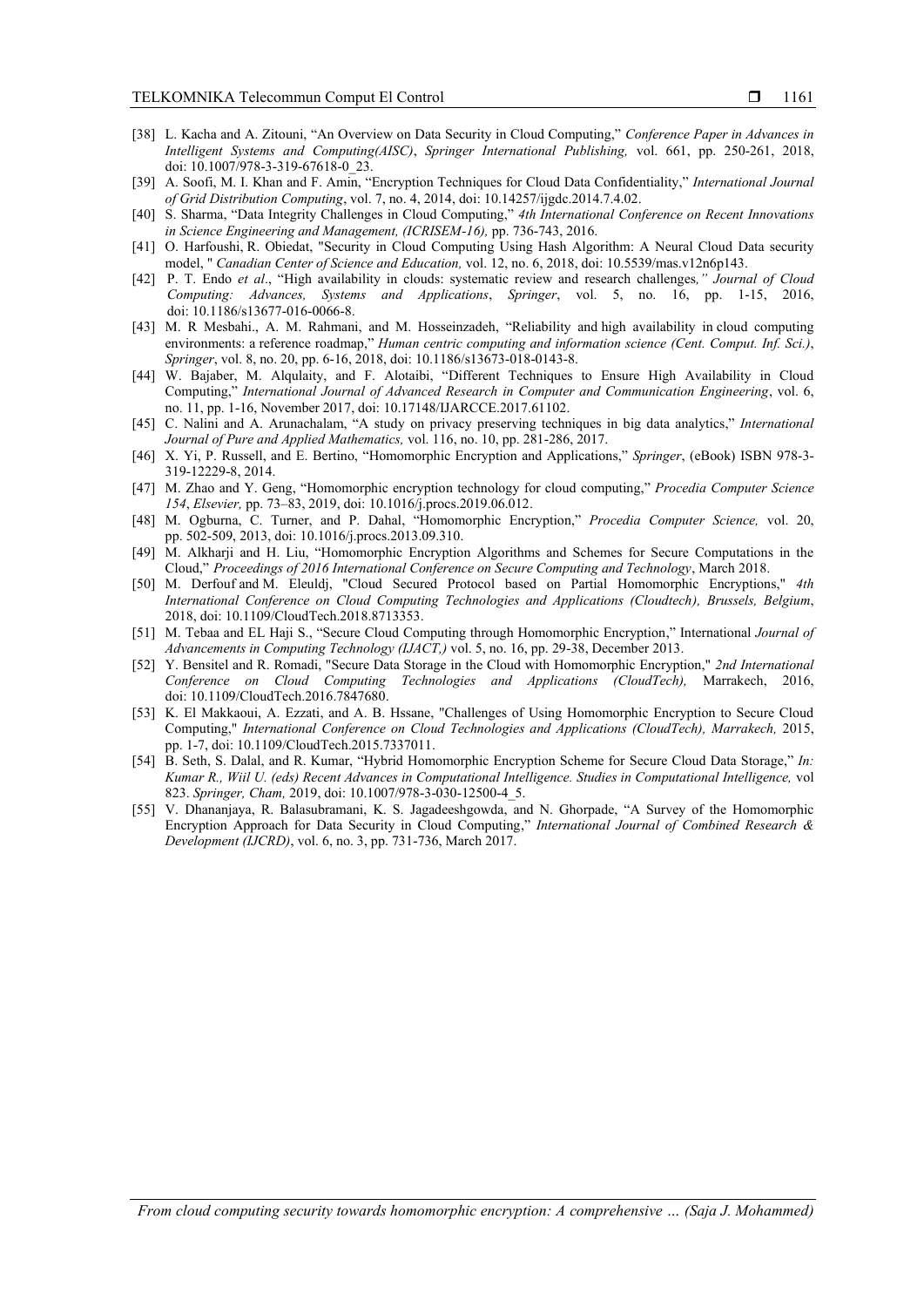[38] L. Kacha and A. Zitouni, "An Overview on Data Security in Cloud Computing," *Conference Paper in Advances in Intelligent Systems and Computing(AISC)*, *Springer International Publishing,* vol. 661, pp. 250-261, 2018, doi: 10.1007/978-3-319-67618-0_23.

[39] A. Soofi, M. I. Khan and F. Amin, "Encryption Techniques for Cloud Data Confidentiality," *International Journal of Grid Distribution Computing*, vol. 7, no. 4, 2014, doi: 10.14257/ijgdc.2014.7.4.02.

[40] S. Sharma, "Data Integrity Challenges in Cloud Computing," *4th International Conference on Recent Innovations in Science Engineering and Management, (ICRISEM-16),* pp. 736-743, 2016.

[41] O. Harfoushi, R. Obiedat, "Security in Cloud Computing Using Hash Algorithm: A Neural Cloud Data security model, " *Canadian Center of Science and Education,* vol. 12, no. 6, 2018, doi: 10.5539/mas.v12n6p143.

[42] P. T. Endo *et al*., "High availability in clouds: systematic review and research challenges*," Journal of Cloud Computing: Advances, Systems and Applications*, *Springer*, vol. 5, no. 16, pp. 1-15, 2016, doi: 10.1186/s13677-016-0066-8.

[43] M. R Mesbahi., A. M. Rahmani, and M. Hosseinzadeh, "Reliability and high availability in cloud computing environments: a reference roadmap," *Human centric computing and information science (Cent. Comput. Inf. Sci.)*, *Springer*, vol. 8, no. 20, pp. 6-16, 2018, doi: 10.1186/s13673-018-0143-8.

[44] W. Bajaber, M. Alqulaity, and F. Alotaibi, "Different Techniques to Ensure High Availability in Cloud Computing," *International Journal of Advanced Research in Computer and Communication Engineering*, vol. 6, no. 11, pp. 1-16, November 2017, doi: 10.17148/IJARCCE.2017.61102.

[45] C. Nalini and A. Arunachalam, "A study on privacy preserving techniques in big data analytics," *International Journal of Pure and Applied Mathematics,* vol. 116, no. 10, pp. 281-286, 2017.

[46] X. Yi, P. Russell, and E. Bertino, "Homomorphic Encryption and Applications," *Springer*, (eBook) ISBN 978-3-319-12229-8, 2014.

[47] M. Zhao and Y. Geng, "Homomorphic encryption technology for cloud computing," *Procedia Computer Science 154*, *Elsevier,* pp. 73–83, 2019, doi: 10.1016/j.procs.2019.06.012.

[48] M. Ogburna, C. Turner, and P. Dahal, "Homomorphic Encryption," *Procedia Computer Science,* vol. 20, pp. 502-509, 2013, doi: 10.1016/j.procs.2013.09.310.

[49] M. Alkharji and H. Liu, "Homomorphic Encryption Algorithms and Schemes for Secure Computations in the Cloud," *Proceedings of 2016 International Conference on Secure Computing and Technology*, March 2018.

[50] M. Derfouf and M. Eleuldj, "Cloud Secured Protocol based on Partial Homomorphic Encryptions," *4th International Conference on Cloud Computing Technologies and Applications (Cloudtech), Brussels, Belgium*, 2018, doi: 10.1109/CloudTech.2018.8713353.

[51] M. Tebaa and EL Haji S., "Secure Cloud Computing through Homomorphic Encryption," International *Journal of Advancements in Computing Technology (IJACT,)* vol. 5, no. 16, pp. 29-38, December 2013.

[52] Y. Bensitel and R. Romadi, "Secure Data Storage in the Cloud with Homomorphic Encryption," *2nd International Conference on Cloud Computing Technologies and Applications (CloudTech),* Marrakech, 2016, doi: 10.1109/CloudTech.2016.7847680.

[53] K. El Makkaoui, A. Ezzati, and A. B. Hssane, "Challenges of Using Homomorphic Encryption to Secure Cloud Computing," *International Conference on Cloud Technologies and Applications (CloudTech), Marrakech,* 2015, pp. 1-7, doi: 10.1109/CloudTech.2015.7337011.

[54] B. Seth, S. Dalal, and R. Kumar, "Hybrid Homomorphic Encryption Scheme for Secure Cloud Data Storage," *In: Kumar R., Wiil U. (eds) Recent Advances in Computational Intelligence. Studies in Computational Intelligence,* vol 823. *Springer, Cham,* 2019, doi: 10.1007/978-3-030-12500-4_5.

[55] V. Dhananjaya, R. Balasubramani, K. S. Jagadeeshgowda, and N. Ghorpade, "A Survey of the Homomorphic Encryption Approach for Data Security in Cloud Computing," *International Journal of Combined Research & Development (IJCRD)*, vol. 6, no. 3, pp. 731-736, March 2017.